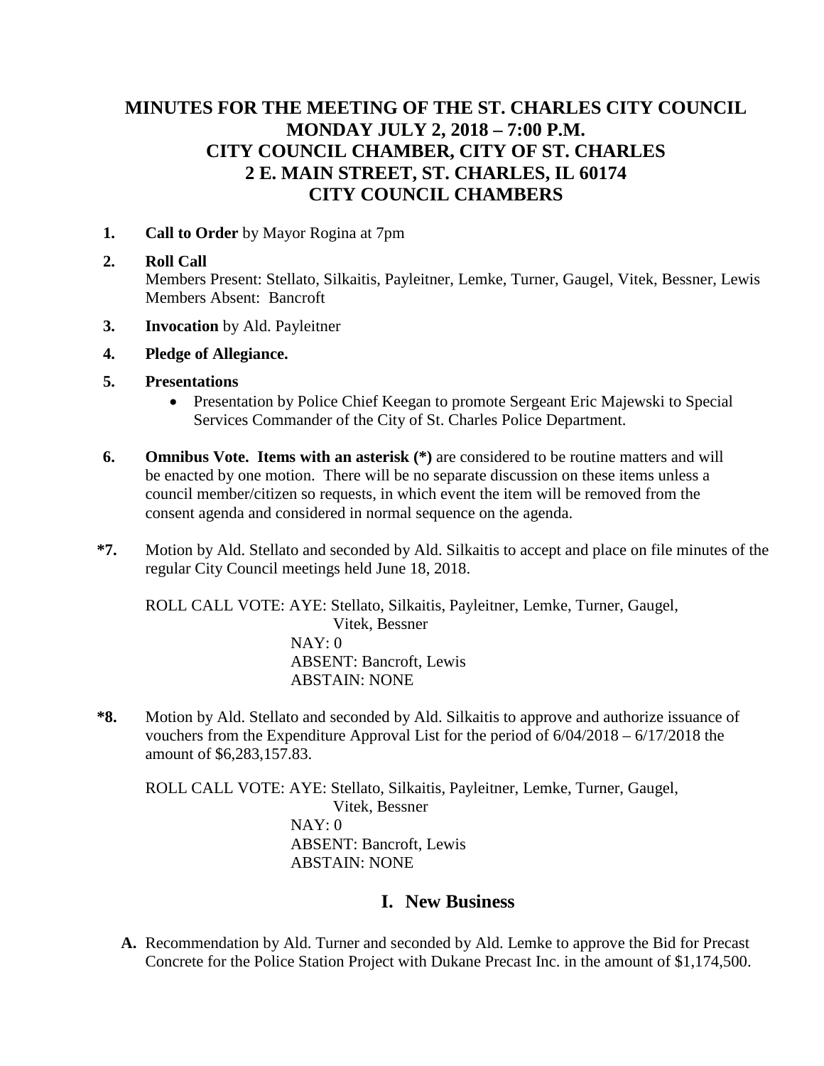# MINUTES FOR THE MEETING OF THE ST. CHARLES CITY COUNCIL
# MONDAY JULY 2, 2018 – 7:00 P.M.
# CITY COUNCIL CHAMBER, CITY OF ST. CHARLES
# 2 E. MAIN STREET, ST. CHARLES, IL 60174
# CITY COUNCIL CHAMBERS

1. **Call to Order** by Mayor Rogina at 7pm

2. **Roll Call**
   Members Present: Stellato, Silkaitis, Payleitner, Lemke, Turner, Gaugel, Vitek, Bessner, Lewis
   Members Absent: Bancroft

3. **Invocation** by Ald. Payleitner

4. **Pledge of Allegiance.**

5. **Presentations**
   - Presentation by Police Chief Keegan to promote Sergeant Eric Majewski to Special Services Commander of the City of St. Charles Police Department.

6. **Omnibus Vote. Items with an asterisk (*)** are considered to be routine matters and will be enacted by one motion. There will be no separate discussion on these items unless a council member/citizen so requests, in which event the item will be removed from the consent agenda and considered in normal sequence on the agenda.

**\*7.** Motion by Ald. Stellato and seconded by Ald. Silkaitis to accept and place on file minutes of the regular City Council meetings held June 18, 2018.

ROLL CALL VOTE: AYE: Stellato, Silkaitis, Payleitner, Lemke, Turner, Gaugel, Vitek, Bessner
NAY: 0
ABSENT: Bancroft, Lewis
ABSTAIN: NONE

**\*8.** Motion by Ald. Stellato and seconded by Ald. Silkaitis to approve and authorize issuance of vouchers from the Expenditure Approval List for the period of 6/04/2018 – 6/17/2018 the amount of $6,283,157.83.

ROLL CALL VOTE: AYE: Stellato, Silkaitis, Payleitner, Lemke, Turner, Gaugel, Vitek, Bessner
NAY: 0
ABSENT: Bancroft, Lewis
ABSTAIN: NONE

## I. New Business

**A.** Recommendation by Ald. Turner and seconded by Ald. Lemke to approve the Bid for Precast Concrete for the Police Station Project with Dukane Precast Inc. in the amount of $1,174,500.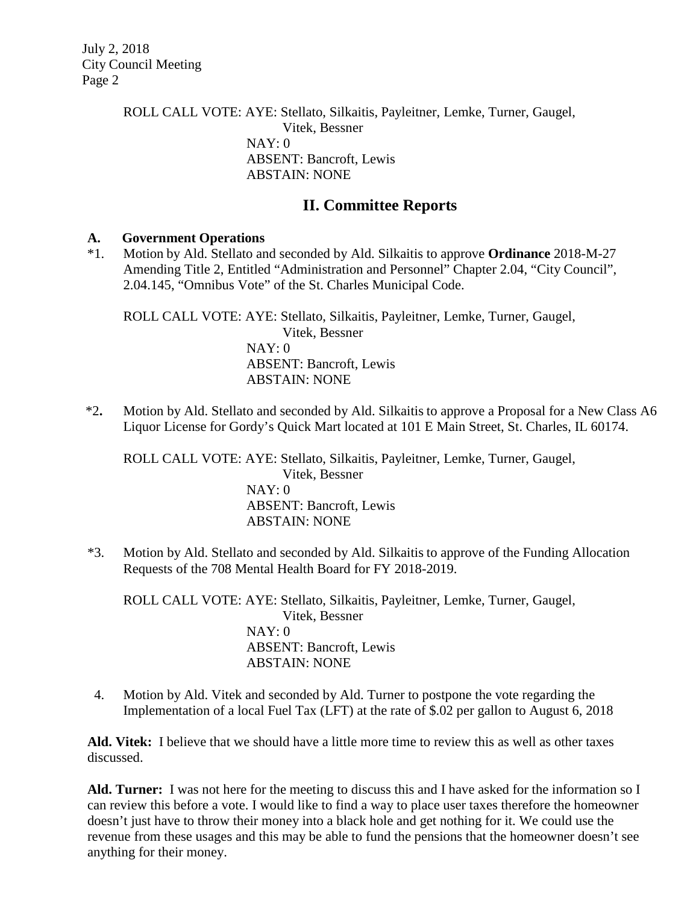ROLL CALL VOTE: AYE: Stellato, Silkaitis, Payleitner, Lemke, Turner, Gaugel, Vitek, Bessner
NAY: 0
ABSENT: Bancroft, Lewis
ABSTAIN: NONE

## II. Committee Reports

### A. Government Operations

*1. Motion by Ald. Stellato and seconded by Ald. Silkaitis to approve **Ordinance** 2018-M-27 Amending Title 2, Entitled "Administration and Personnel" Chapter 2.04, "City Council", 2.04.145, "Omnibus Vote" of the St. Charles Municipal Code.

ROLL CALL VOTE: AYE: Stellato, Silkaitis, Payleitner, Lemke, Turner, Gaugel, Vitek, Bessner
NAY: 0
ABSENT: Bancroft, Lewis
ABSTAIN: NONE

*2. Motion by Ald. Stellato and seconded by Ald. Silkaitis to approve a Proposal for a New Class A6 Liquor License for Gordy's Quick Mart located at 101 E Main Street, St. Charles, IL 60174.

ROLL CALL VOTE: AYE: Stellato, Silkaitis, Payleitner, Lemke, Turner, Gaugel, Vitek, Bessner
NAY: 0
ABSENT: Bancroft, Lewis
ABSTAIN: NONE

*3. Motion by Ald. Stellato and seconded by Ald. Silkaitis to approve of the Funding Allocation Requests of the 708 Mental Health Board for FY 2018-2019.

ROLL CALL VOTE: AYE: Stellato, Silkaitis, Payleitner, Lemke, Turner, Gaugel, Vitek, Bessner
NAY: 0
ABSENT: Bancroft, Lewis
ABSTAIN: NONE

4. Motion by Ald. Vitek and seconded by Ald. Turner to postpone the vote regarding the Implementation of a local Fuel Tax (LFT) at the rate of $.02 per gallon to August 6, 2018

**Ald. Vitek:** I believe that we should have a little more time to review this as well as other taxes discussed.

**Ald. Turner:** I was not here for the meeting to discuss this and I have asked for the information so I can review this before a vote. I would like to find a way to place user taxes therefore the homeowner doesn't just have to throw their money into a black hole and get nothing for it. We could use the revenue from these usages and this may be able to fund the pensions that the homeowner doesn't see anything for their money.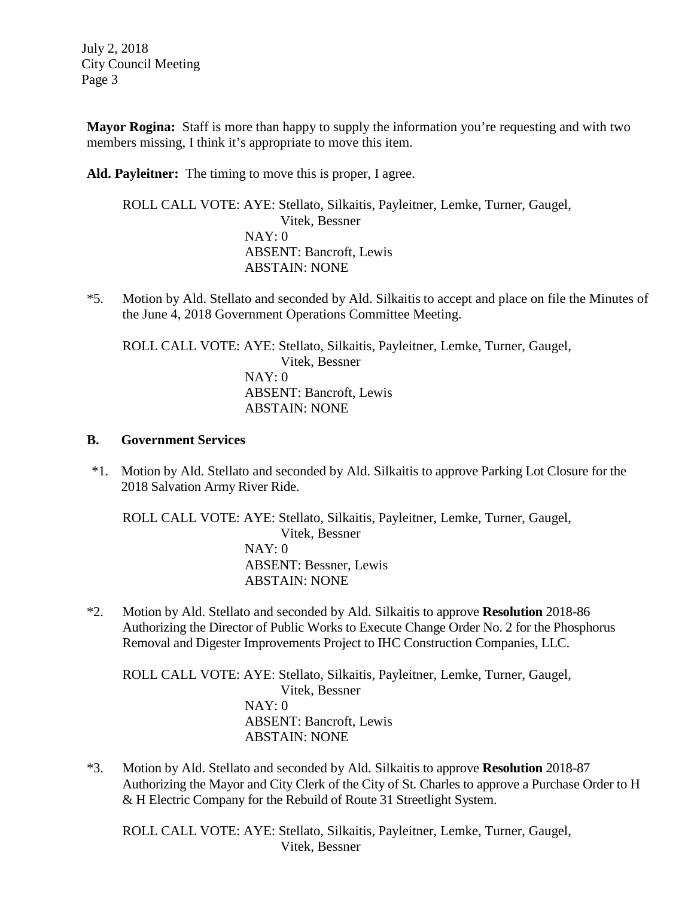**Mayor Rogina:** Staff is more than happy to supply the information you're requesting and with two members missing, I think it's appropriate to move this item.

**Ald. Payleitner:** The timing to move this is proper, I agree.

ROLL CALL VOTE: AYE: Stellato, Silkaitis, Payleitner, Lemke, Turner, Gaugel, Vitek, Bessner
NAY: 0
ABSENT: Bancroft, Lewis
ABSTAIN: NONE

*5. Motion by Ald. Stellato and seconded by Ald. Silkaitis to accept and place on file the Minutes of the June 4, 2018 Government Operations Committee Meeting.

ROLL CALL VOTE: AYE: Stellato, Silkaitis, Payleitner, Lemke, Turner, Gaugel, Vitek, Bessner
NAY: 0
ABSENT: Bancroft, Lewis
ABSTAIN: NONE

**B. Government Services**

*1. Motion by Ald. Stellato and seconded by Ald. Silkaitis to approve Parking Lot Closure for the 2018 Salvation Army River Ride.

ROLL CALL VOTE: AYE: Stellato, Silkaitis, Payleitner, Lemke, Turner, Gaugel, Vitek, Bessner
NAY: 0
ABSENT: Bessner, Lewis
ABSTAIN: NONE

*2. Motion by Ald. Stellato and seconded by Ald. Silkaitis to approve **Resolution** 2018-86 Authorizing the Director of Public Works to Execute Change Order No. 2 for the Phosphorus Removal and Digester Improvements Project to IHC Construction Companies, LLC.

ROLL CALL VOTE: AYE: Stellato, Silkaitis, Payleitner, Lemke, Turner, Gaugel, Vitek, Bessner
NAY: 0
ABSENT: Bancroft, Lewis
ABSTAIN: NONE

*3. Motion by Ald. Stellato and seconded by Ald. Silkaitis to approve **Resolution** 2018-87 Authorizing the Mayor and City Clerk of the City of St. Charles to approve a Purchase Order to H & H Electric Company for the Rebuild of Route 31 Streetlight System.

ROLL CALL VOTE: AYE: Stellato, Silkaitis, Payleitner, Lemke, Turner, Gaugel, Vitek, Bessner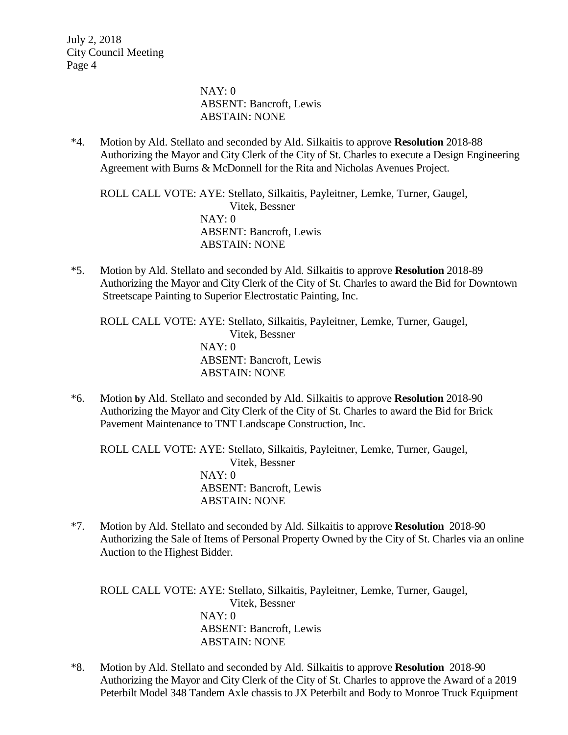NAY: 0
ABSENT: Bancroft, Lewis
ABSTAIN: NONE

*4. Motion by Ald. Stellato and seconded by Ald. Silkaitis to approve **Resolution** 2018-88 Authorizing the Mayor and City Clerk of the City of St. Charles to execute a Design Engineering Agreement with Burns & McDonnell for the Rita and Nicholas Avenues Project.

ROLL CALL VOTE: AYE: Stellato, Silkaitis, Payleitner, Lemke, Turner, Gaugel, Vitek, Bessner
NAY: 0
ABSENT: Bancroft, Lewis
ABSTAIN: NONE

*5. Motion by Ald. Stellato and seconded by Ald. Silkaitis to approve **Resolution** 2018-89 Authorizing the Mayor and City Clerk of the City of St. Charles to award the Bid for Downtown Streetscape Painting to Superior Electrostatic Painting, Inc.

ROLL CALL VOTE: AYE: Stellato, Silkaitis, Payleitner, Lemke, Turner, Gaugel, Vitek, Bessner
NAY: 0
ABSENT: Bancroft, Lewis
ABSTAIN: NONE

*6. Motion by Ald. Stellato and seconded by Ald. Silkaitis to approve **Resolution** 2018-90 Authorizing the Mayor and City Clerk of the City of St. Charles to award the Bid for Brick Pavement Maintenance to TNT Landscape Construction, Inc.

ROLL CALL VOTE: AYE: Stellato, Silkaitis, Payleitner, Lemke, Turner, Gaugel, Vitek, Bessner
NAY: 0
ABSENT: Bancroft, Lewis
ABSTAIN: NONE

*7. Motion by Ald. Stellato and seconded by Ald. Silkaitis to approve **Resolution** 2018-90 Authorizing the Sale of Items of Personal Property Owned by the City of St. Charles via an online Auction to the Highest Bidder.

ROLL CALL VOTE: AYE: Stellato, Silkaitis, Payleitner, Lemke, Turner, Gaugel, Vitek, Bessner
NAY: 0
ABSENT: Bancroft, Lewis
ABSTAIN: NONE

*8. Motion by Ald. Stellato and seconded by Ald. Silkaitis to approve **Resolution** 2018-90 Authorizing the Mayor and City Clerk of the City of St. Charles to approve the Award of a 2019 Peterbilt Model 348 Tandem Axle chassis to JX Peterbilt and Body to Monroe Truck Equipment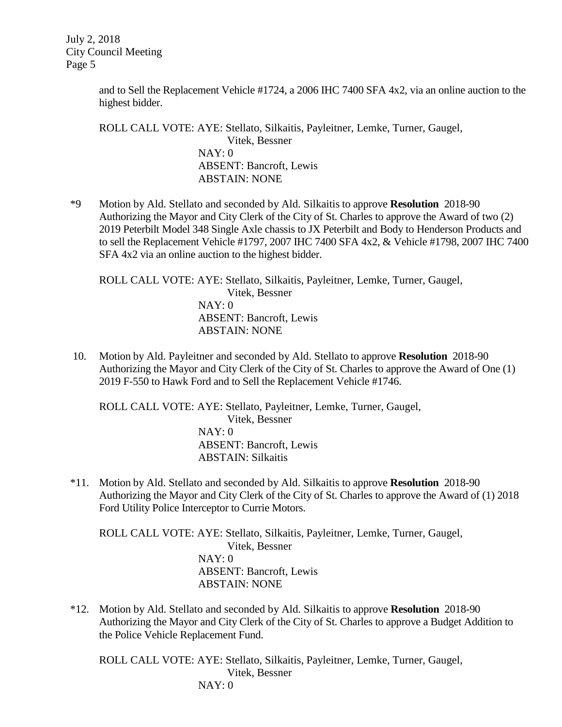and to Sell the Replacement Vehicle #1724, a 2006 IHC 7400 SFA 4x2, via an online auction to the highest bidder.

ROLL CALL VOTE: AYE: Stellato, Silkaitis, Payleitner, Lemke, Turner, Gaugel, Vitek, Bessner
NAY: 0
ABSENT: Bancroft, Lewis
ABSTAIN: NONE

*9 Motion by Ald. Stellato and seconded by Ald. Silkaitis to approve **Resolution** 2018-90 Authorizing the Mayor and City Clerk of the City of St. Charles to approve the Award of two (2) 2019 Peterbilt Model 348 Single Axle chassis to JX Peterbilt and Body to Henderson Products and to sell the Replacement Vehicle #1797, 2007 IHC 7400 SFA 4x2, & Vehicle #1798, 2007 IHC 7400 SFA 4x2 via an online auction to the highest bidder.

ROLL CALL VOTE: AYE: Stellato, Silkaitis, Payleitner, Lemke, Turner, Gaugel, Vitek, Bessner
NAY: 0
ABSENT: Bancroft, Lewis
ABSTAIN: NONE

10. Motion by Ald. Payleitner and seconded by Ald. Stellato to approve **Resolution** 2018-90 Authorizing the Mayor and City Clerk of the City of St. Charles to approve the Award of One (1) 2019 F-550 to Hawk Ford and to Sell the Replacement Vehicle #1746.

ROLL CALL VOTE: AYE: Stellato, Payleitner, Lemke, Turner, Gaugel, Vitek, Bessner
NAY: 0
ABSENT: Bancroft, Lewis
ABSTAIN: Silkaitis

*11. Motion by Ald. Stellato and seconded by Ald. Silkaitis to approve **Resolution** 2018-90 Authorizing the Mayor and City Clerk of the City of St. Charles to approve the Award of (1) 2018 Ford Utility Police Interceptor to Currie Motors.

ROLL CALL VOTE: AYE: Stellato, Silkaitis, Payleitner, Lemke, Turner, Gaugel, Vitek, Bessner
NAY: 0
ABSENT: Bancroft, Lewis
ABSTAIN: NONE

*12. Motion by Ald. Stellato and seconded by Ald. Silkaitis to approve **Resolution** 2018-90 Authorizing the Mayor and City Clerk of the City of St. Charles to approve a Budget Addition to the Police Vehicle Replacement Fund.

ROLL CALL VOTE: AYE: Stellato, Silkaitis, Payleitner, Lemke, Turner, Gaugel, Vitek, Bessner
NAY: 0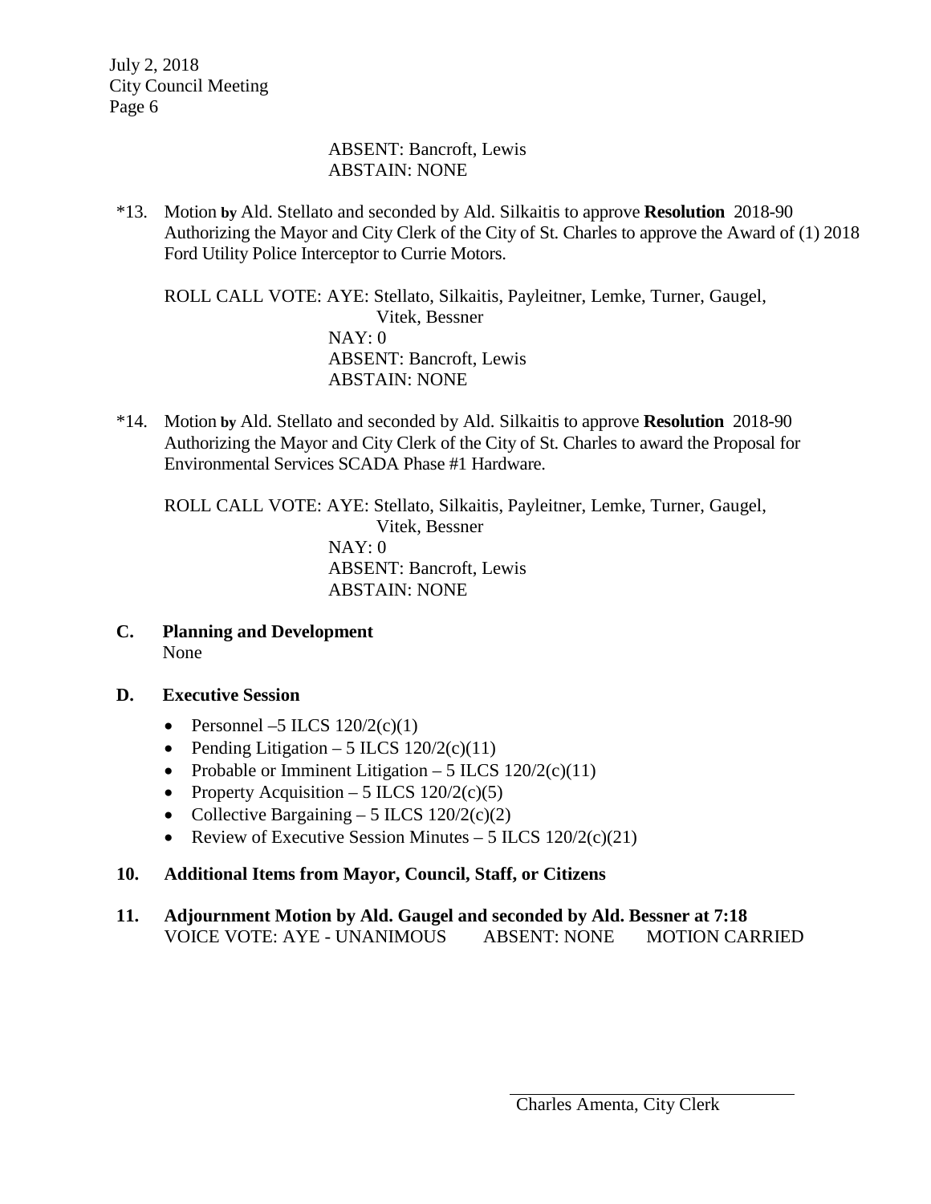ABSENT: Bancroft, Lewis
ABSTAIN: NONE

*13. Motion **by** Ald. Stellato and seconded by Ald. Silkaitis to approve **Resolution** 2018-90 Authorizing the Mayor and City Clerk of the City of St. Charles to approve the Award of (1) 2018 Ford Utility Police Interceptor to Currie Motors.

ROLL CALL VOTE: AYE: Stellato, Silkaitis, Payleitner, Lemke, Turner, Gaugel, Vitek, Bessner
NAY: 0
ABSENT: Bancroft, Lewis
ABSTAIN: NONE

*14. Motion **by** Ald. Stellato and seconded by Ald. Silkaitis to approve **Resolution** 2018-90 Authorizing the Mayor and City Clerk of the City of St. Charles to award the Proposal for Environmental Services SCADA Phase #1 Hardware.

ROLL CALL VOTE: AYE: Stellato, Silkaitis, Payleitner, Lemke, Turner, Gaugel, Vitek, Bessner
NAY: 0
ABSENT: Bancroft, Lewis
ABSTAIN: NONE

**C. Planning and Development**
None

**D. Executive Session**

- Personnel –5 ILCS 120/2(c)(1)
- Pending Litigation – 5 ILCS 120/2(c)(11)
- Probable or Imminent Litigation – 5 ILCS 120/2(c)(11)
- Property Acquisition – 5 ILCS 120/2(c)(5)
- Collective Bargaining – 5 ILCS 120/2(c)(2)
- Review of Executive Session Minutes – 5 ILCS 120/2(c)(21)

**10. Additional Items from Mayor, Council, Staff, or Citizens**

**11. Adjournment Motion by Ald. Gaugel and seconded by Ald. Bessner at 7:18**
VOICE VOTE: AYE - UNANIMOUS ABSENT: NONE MOTION CARRIED

\_\_\_\_\_\_\_\_\_\_\_\_\_\_\_\_\_\_\_\_\_\_\_\_\_\_\_\_\_\_\_\_
Charles Amenta, City Clerk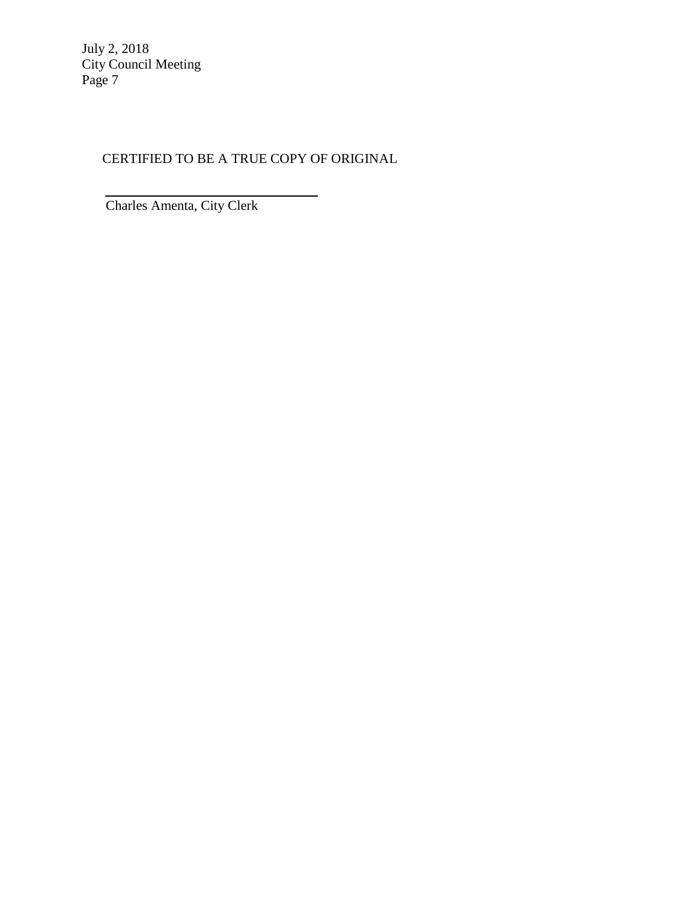CERTIFIED TO BE A TRUE COPY OF ORIGINAL

\_\_\_\_\_\_\_\_\_\_\_\_\_\_\_\_\_\_\_\_\_\_\_\_\_\_\_\_\_\_\_\_

Charles Amenta, City Clerk